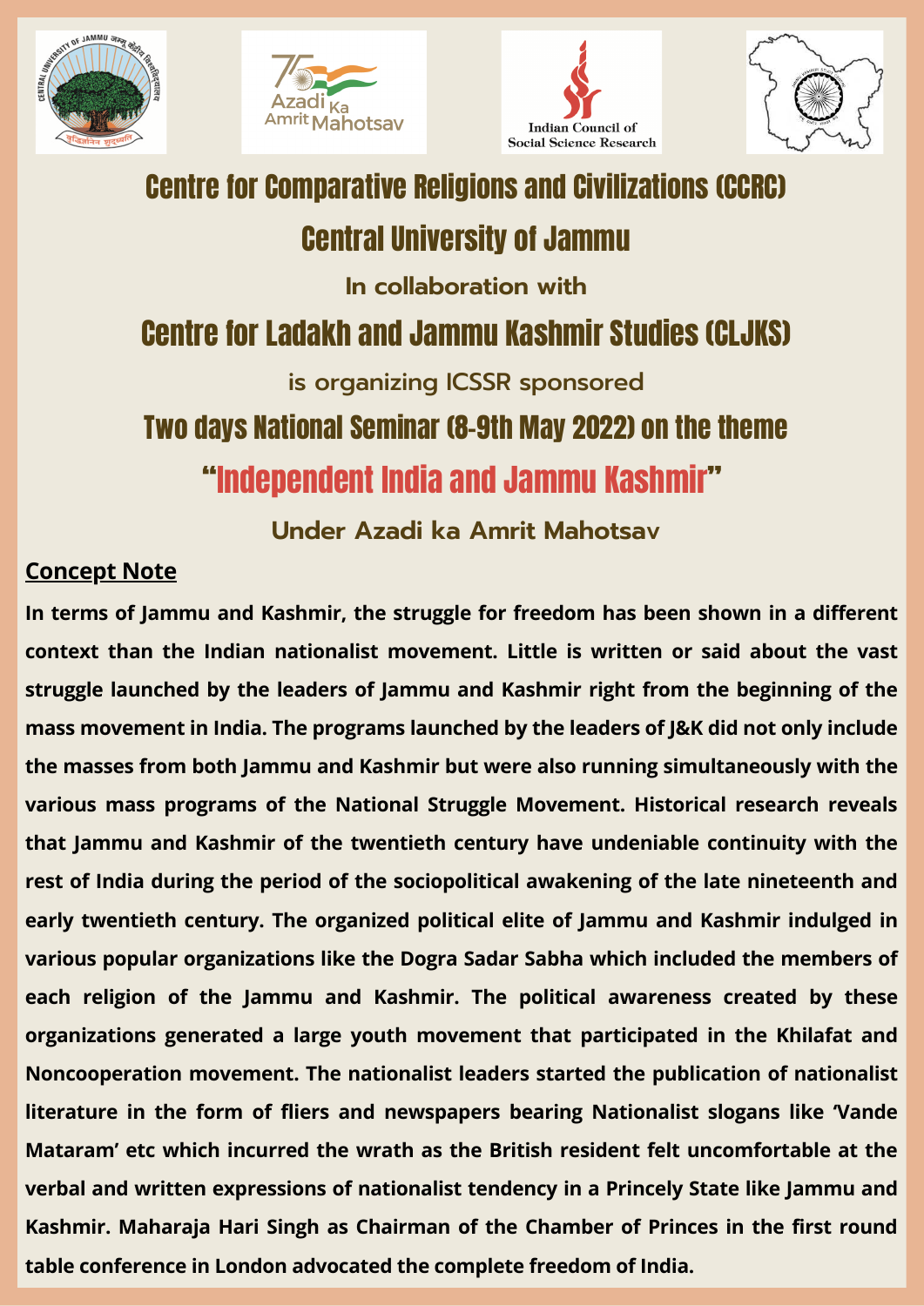# Centre for Comparative Religions and Civilizations (CCRC)

# Central University of Jammu

In collaboration with

# Centre for Ladakh and Jammu Kashmir Studies (CLJKS)

is organizing ICSSR sponsored

## Two days National Seminar (8-9th May 2022) on the theme

# "Independent India and Jammu Kashmir"

### Under Azadi ka Amrit Mahotsav

## Concept Note

**In terms of Jammu and Kashmir, the struggle for freedom has been shown in a different context than the Indian nationalist movement. Little is written or said about the vast struggle launched by the leaders of Jammu and Kashmir right from the beginning of the mass movement in India. The programs launched by the leaders of J&K did not only include the masses from both Jammu and Kashmir but were also running simultaneously with the various mass programs of the National Struggle Movement. Historical research reveals that Jammu and Kashmir of the twentieth century have undeniable continuity with the rest of India during the period of the sociopolitical awakening of the late nineteenth and early twentieth century. The organized political elite of Jammu and Kashmir indulged in various popular organizations like the Dogra Sadar Sabha which included the members of each religion of the Jammu and Kashmir. The political awareness created by these organizations generated a large youth movement that participated in the Khilafat and Noncooperation movement. The nationalist leaders started the publication of nationalist literature in the form of fliers and newspapers bearing Nationalist slogans like 'Vande Mataram' etc which incurred the wrath as the British resident felt uncomfortable at the verbal and written expressions of nationalist tendency in a Princely State like Jammu and Kashmir. Maharaja Hari Singh as Chairman of the Chamber of Princes in the first round table conference in London advocated the complete freedom of India.**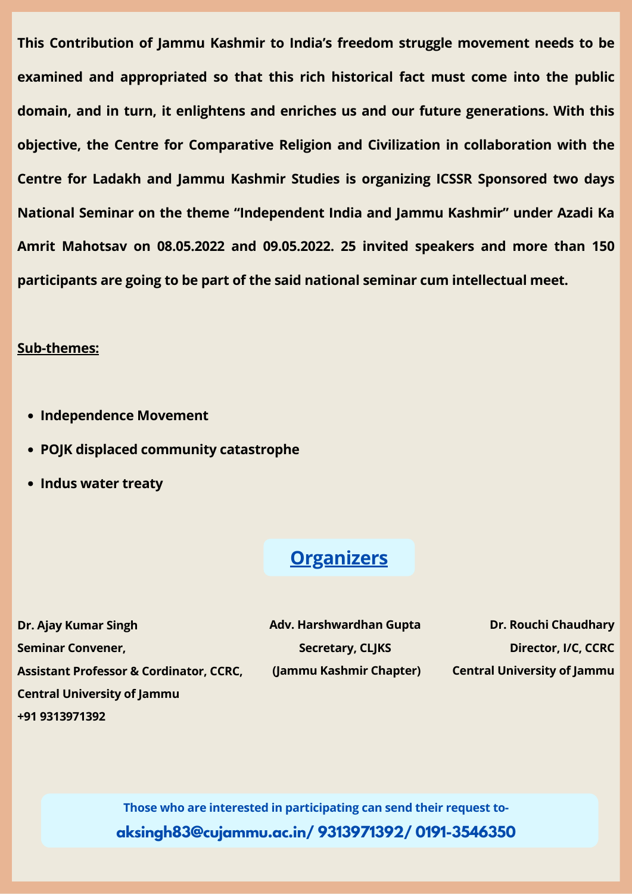**This Contribution of Jammu Kashmir to India's freedom struggle movement needs to be examined and appropriated so that this rich historical fact must come into the public domain, and in turn, it enlightens and enriches us and our future generations. With this objective, the Centre for Comparative Religion and Civilization in collaboration with the Centre for Ladakh and Jammu Kashmir Studies is organizing ICSSR Sponsored two days National Seminar on the theme "Independent India and Jammu Kashmir" under Azadi Ka Amrit Mahotsav on 08.05.2022 and 09.05.2022. 25 invited speakers and more than 150 participants are going to be part of the said national seminar cum intellectual meet.**

**Sub-themes:**

- **Independence Movement**
- **POJK displaced community catastrophe**
- **Indus water treaty**

## Organizers

**Dr. Ajay Kumar Singh**
**Seminar Convener,**
**Assistant Professor & Cordinator, CCRC,**
**Central University of Jammu**
**+91 9313971392**

**Adv. Harshwardhan Gupta**
**Secretary, CLJKS**
**(Jammu Kashmir Chapter)**

**Dr. Rouchi Chaudhary**
**Director, I/C, CCRC**
**Central University of Jammu**

**Those who are interested in participating can send their request to-**
**aksingh83@cujammu.ac.in/ 9313971392/ 0191-3546350**